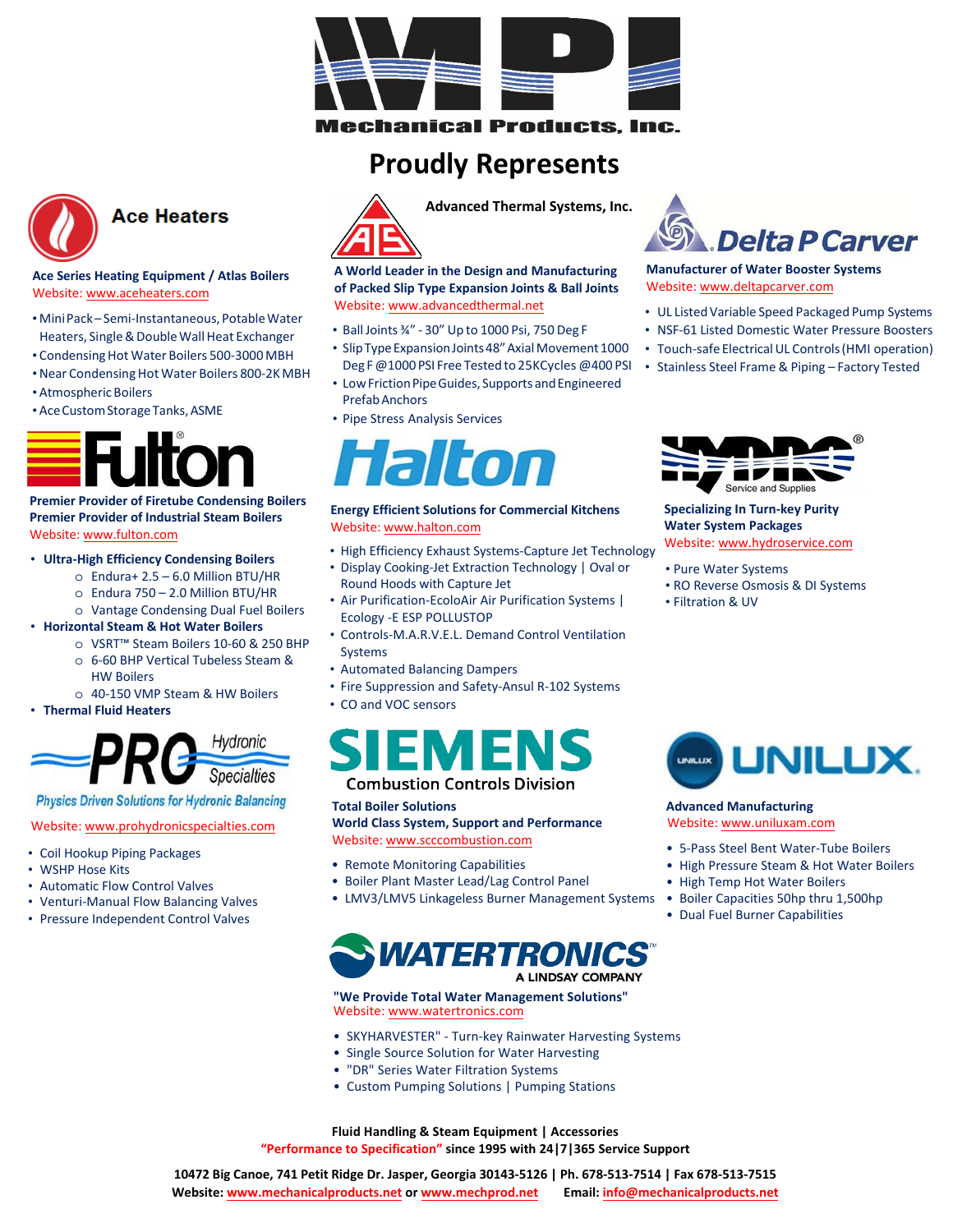# Mechanical Products, Inc.

## Proudly Represents

### Ace Heaters

**Ace Series Heating Equipment / Atlas Boilers**
Website: www.aceheaters.com

- Mini Pack – Semi-Instantaneous, Potable Water Heaters, Single & Double Wall Heat Exchanger
- Condensing Hot Water Boilers 500-3000 MBH
- Near Condensing Hot Water Boilers 800-2K MBH
- Atmospheric Boilers
- Ace Custom Storage Tanks, ASME

### Advanced Thermal Systems, Inc.

**A World Leader in the Design and Manufacturing of Packed Slip Type Expansion Joints & Ball Joints**
Website: www.advancedthermal.net

- Ball Joints ¾" - 30" Up to 1000 Psi, 750 Deg F
- Slip Type Expansion Joints 48" Axial Movement 1000 Deg F @ 1000 PSI Free Tested to 25K Cycles @400 PSI
- Low Friction Pipe Guides, Supports and Engineered Prefab Anchors
- Pipe Stress Analysis Services

### Delta P Carver

**Manufacturer of Water Booster Systems**
Website: www.deltapcarver.com

- UL Listed Variable Speed Packaged Pump Systems
- NSF-61 Listed Domestic Water Pressure Boosters
- Touch-safe Electrical UL Controls (HMI operation)
- Stainless Steel Frame & Piping – Factory Tested

### Fulton®

**Premier Provider of Firetube Condensing Boilers**
**Premier Provider of Industrial Steam Boilers**
Website: www.fulton.com

- **Ultra-High Efficiency Condensing Boilers**
  - Endura+ 2.5 – 6.0 Million BTU/HR
  - Endura 750 – 2.0 Million BTU/HR
  - Vantage Condensing Dual Fuel Boilers
- **Horizontal Steam & Hot Water Boilers**
  - VSRT™ Steam Boilers 10-60 & 250 BHP
  - 6-60 BHP Vertical Tubeless Steam & HW Boilers
  - 40-150 VMP Steam & HW Boilers
- **Thermal Fluid Heaters**

### Halton

**Energy Efficient Solutions for Commercial Kitchens**
Website: www.halton.com

- High Efficiency Exhaust Systems-Capture Jet Technology
- Display Cooking-Jet Extraction Technology | Oval or Round Hoods with Capture Jet
- Air Purification-EcoloAir Air Purification Systems | Ecology -E ESP POLLUSTOP
- Controls-M.A.R.V.E.L. Demand Control Ventilation Systems
- Automated Balancing Dampers
- Fire Suppression and Safety-Ansul R-102 Systems
- CO and VOC sensors

### HYDRO® Service and Supplies

**Specializing In Turn-key Purity Water System Packages**
Website: www.hydroservice.com

- Pure Water Systems
- RO Reverse Osmosis & DI Systems
- Filtration & UV

### PRO Hydronic Specialties

*Physics Driven Solutions for Hydronic Balancing*

Website: www.prohydronicspecialties.com

- Coil Hookup Piping Packages
- WSHP Hose Kits
- Automatic Flow Control Valves
- Venturi-Manual Flow Balancing Valves
- Pressure Independent Control Valves

### SIEMENS Combustion Controls Division

**Total Boiler Solutions**
**World Class System, Support and Performance**
Website: www.scccombustion.com

- Remote Monitoring Capabilities
- Boiler Plant Master Lead/Lag Control Panel
- LMV3/LMV5 Linkageless Burner Management Systems

### UNILUX

**Advanced Manufacturing**
Website: www.uniluxam.com

- 5-Pass Steel Bent Water-Tube Boilers
- High Pressure Steam & Hot Water Boilers
- High Temp Hot Water Boilers
- Boiler Capacities 50hp thru 1,500hp
- Dual Fuel Burner Capabilities

### WATERTRONICS™ A LINDSAY COMPANY

**"We Provide Total Water Management Solutions"**
Website: www.watertronics.com

- SKYHARVESTER" - Turn-key Rainwater Harvesting Systems
- Single Source Solution for Water Harvesting
- "DR" Series Water Filtration Systems
- Custom Pumping Solutions | Pumping Stations

**Fluid Handling & Steam Equipment | Accessories**
**"Performance to Specification" since 1995 with 24|7|365 Service Support**

**10472 Big Canoe, 741 Petit Ridge Dr. Jasper, Georgia 30143-5126 | Ph. 678-513-7514 | Fax 678-513-7515**
**Website: www.mechanicalproducts.net or www.mechprod.net Email: info@mechanicalproducts.net**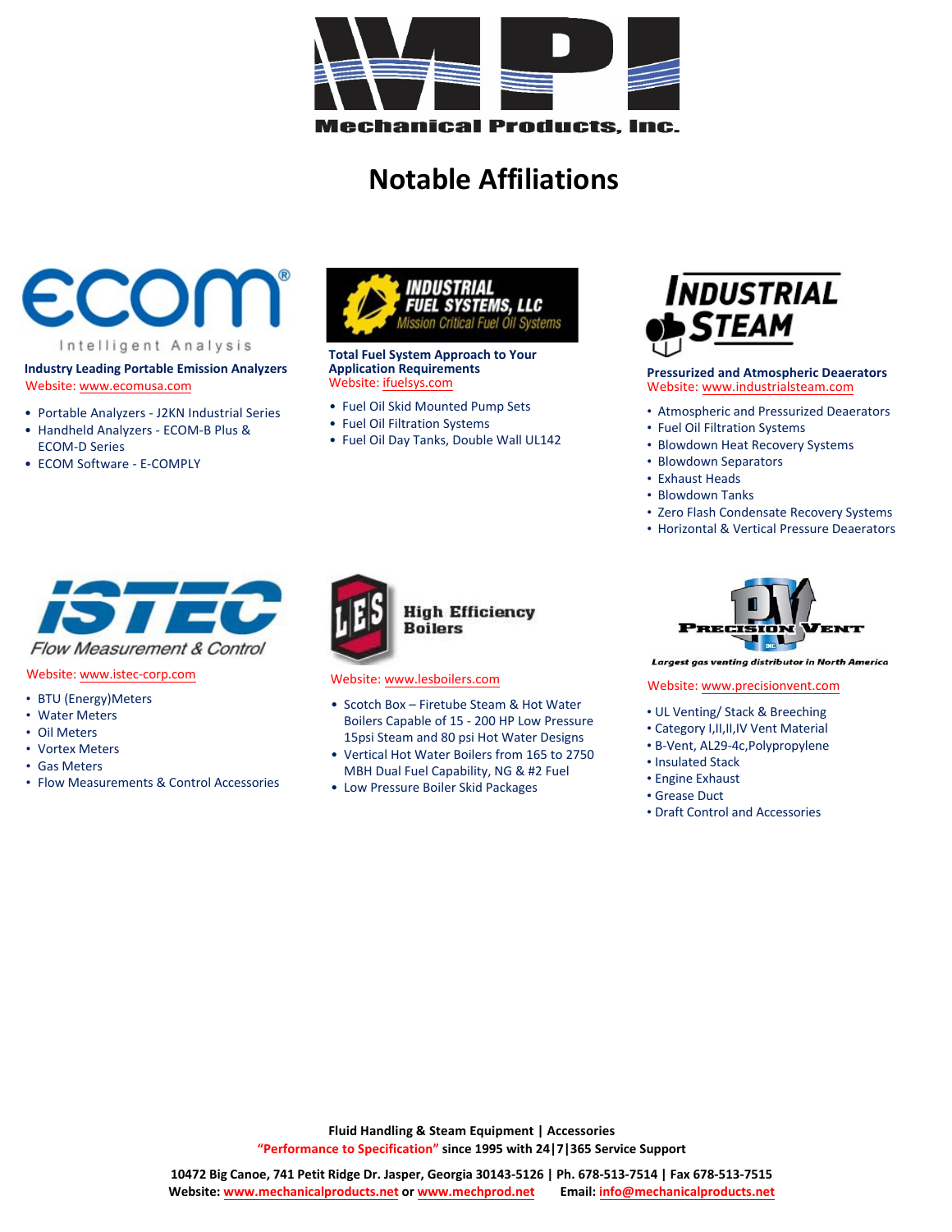# Notable Affiliations

ecom

Intelligent Analysis

**Industry Leading Portable Emission Analyzers**

Website: www.ecomusa.com

- Portable Analyzers - J2KN Industrial Series
- Handheld Analyzers - ECOM-B Plus & ECOM-D Series
- ECOM Software - E-COMPLY

INDUSTRIAL FUEL SYSTEMS, LLC

Mission Critical Fuel Oil Systems

**Total Fuel System Approach to Your Application Requirements**

Website: ifuelsys.com

- Fuel Oil Skid Mounted Pump Sets
- Fuel Oil Filtration Systems
- Fuel Oil Day Tanks, Double Wall UL142

INDUSTRIAL STEAM

**Pressurized and Atmospheric Deaerators**

Website: www.industrialsteam.com

- Atmospheric and Pressurized Deaerators
- Fuel Oil Filtration Systems
- Blowdown Heat Recovery Systems
- Blowdown Separators
- Exhaust Heads
- Blowdown Tanks
- Zero Flash Condensate Recovery Systems
- Horizontal & Vertical Pressure Deaerators

ISTEC

Flow Measurement & Control

Website: www.istec-corp.com

- BTU (Energy)Meters
- Water Meters
- Oil Meters
- Vortex Meters
- Gas Meters
- Flow Measurements & Control Accessories

LES High Efficiency Boilers

Website: www.lesboilers.com

- Scotch Box – Firetube Steam & Hot Water Boilers Capable of 15 - 200 HP Low Pressure 15psi Steam and 80 psi Hot Water Designs
- Vertical Hot Water Boilers from 165 to 2750 MBH Dual Fuel Capability, NG & #2 Fuel
- Low Pressure Boiler Skid Packages

PRECISION VENT INC

*Largest gas venting distributor in North America*

Website: www.precisionvent.com

- UL Venting/ Stack & Breeching
- Category I,II,II,IV Vent Material
- B-Vent, AL29-4c,Polypropylene
- Insulated Stack
- Engine Exhaust
- Grease Duct
- Draft Control and Accessories

**Fluid Handling & Steam Equipment | Accessories**

**"Performance to Specification" since 1995 with 24|7|365 Service Support**

**10472 Big Canoe, 741 Petit Ridge Dr. Jasper, Georgia 30143-5126 | Ph. 678-513-7514 | Fax 678-513-7515**

**Website: www.mechanicalproducts.net or www.mechprod.net Email: info@mechanicalproducts.net**